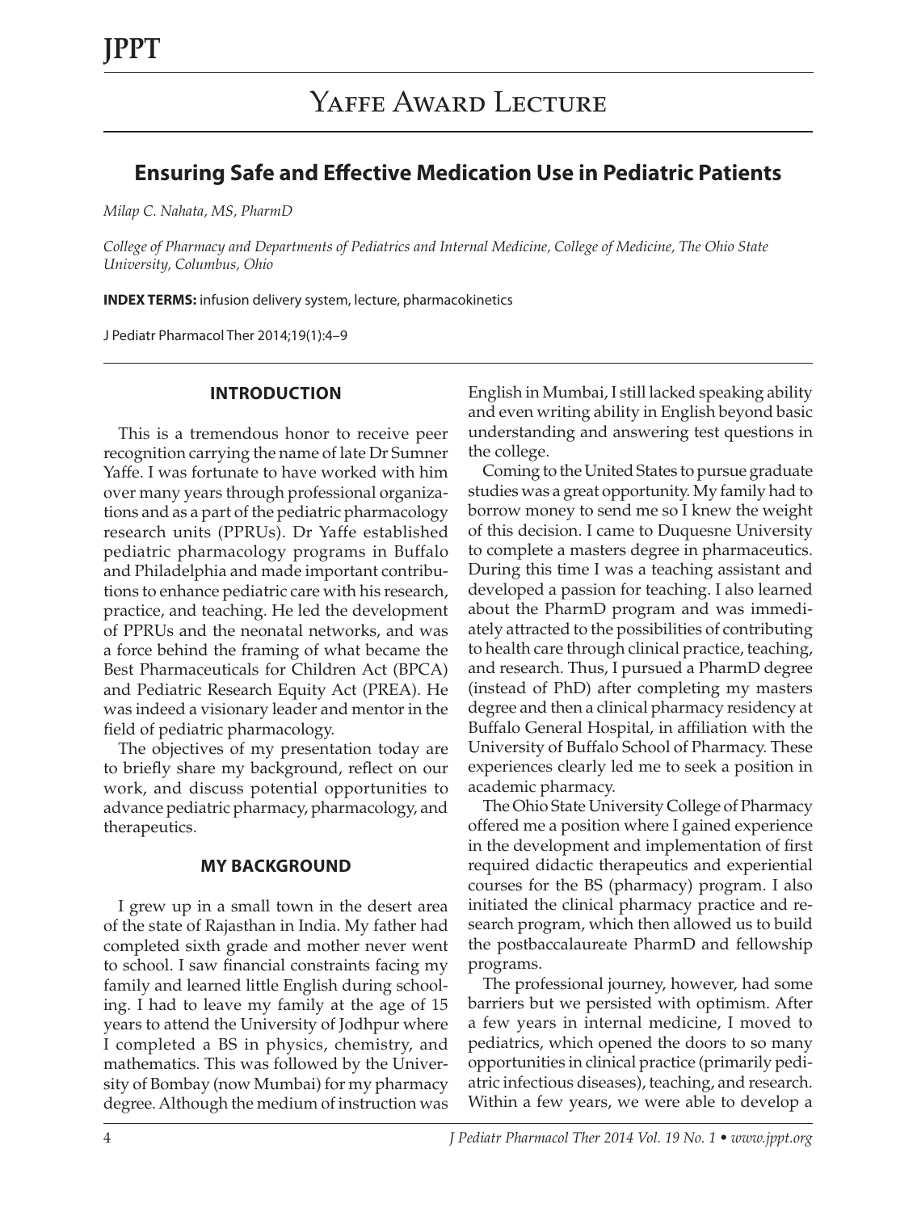# Yaffe Award Lecture

## Ensuring Safe and Effective Medication Use in Pediatric Patients

*Milap C. Nahata, MS, PharmD*

*College of Pharmacy and Departments of Pediatrics and Internal Medicine, College of Medicine, The Ohio State University, Columbus, Ohio*

**INDEX TERMS:** infusion delivery system, lecture, pharmacokinetics

J Pediatr Pharmacol Ther 2014;19(1):4–9

### INTRODUCTION

This is a tremendous honor to receive peer recognition carrying the name of late Dr Sumner Yaffe. I was fortunate to have worked with him over many years through professional organizations and as a part of the pediatric pharmacology research units (PPRUs). Dr Yaffe established pediatric pharmacology programs in Buffalo and Philadelphia and made important contributions to enhance pediatric care with his research, practice, and teaching. He led the development of PPRUs and the neonatal networks, and was a force behind the framing of what became the Best Pharmaceuticals for Children Act (BPCA) and Pediatric Research Equity Act (PREA). He was indeed a visionary leader and mentor in the field of pediatric pharmacology.

The objectives of my presentation today are to briefly share my background, reflect on our work, and discuss potential opportunities to advance pediatric pharmacy, pharmacology, and therapeutics.

### MY BACKGROUND

I grew up in a small town in the desert area of the state of Rajasthan in India. My father had completed sixth grade and mother never went to school. I saw financial constraints facing my family and learned little English during schooling. I had to leave my family at the age of 15 years to attend the University of Jodhpur where I completed a BS in physics, chemistry, and mathematics. This was followed by the University of Bombay (now Mumbai) for my pharmacy degree. Although the medium of instruction was English in Mumbai, I still lacked speaking ability and even writing ability in English beyond basic understanding and answering test questions in the college.

Coming to the United States to pursue graduate studies was a great opportunity. My family had to borrow money to send me so I knew the weight of this decision. I came to Duquesne University to complete a masters degree in pharmaceutics. During this time I was a teaching assistant and developed a passion for teaching. I also learned about the PharmD program and was immediately attracted to the possibilities of contributing to health care through clinical practice, teaching, and research. Thus, I pursued a PharmD degree (instead of PhD) after completing my masters degree and then a clinical pharmacy residency at Buffalo General Hospital, in affiliation with the University of Buffalo School of Pharmacy. These experiences clearly led me to seek a position in academic pharmacy.

The Ohio State University College of Pharmacy offered me a position where I gained experience in the development and implementation of first required didactic therapeutics and experiential courses for the BS (pharmacy) program. I also initiated the clinical pharmacy practice and research program, which then allowed us to build the postbaccalaureate PharmD and fellowship programs.

The professional journey, however, had some barriers but we persisted with optimism. After a few years in internal medicine, I moved to pediatrics, which opened the doors to so many opportunities in clinical practice (primarily pediatric infectious diseases), teaching, and research. Within a few years, we were able to develop a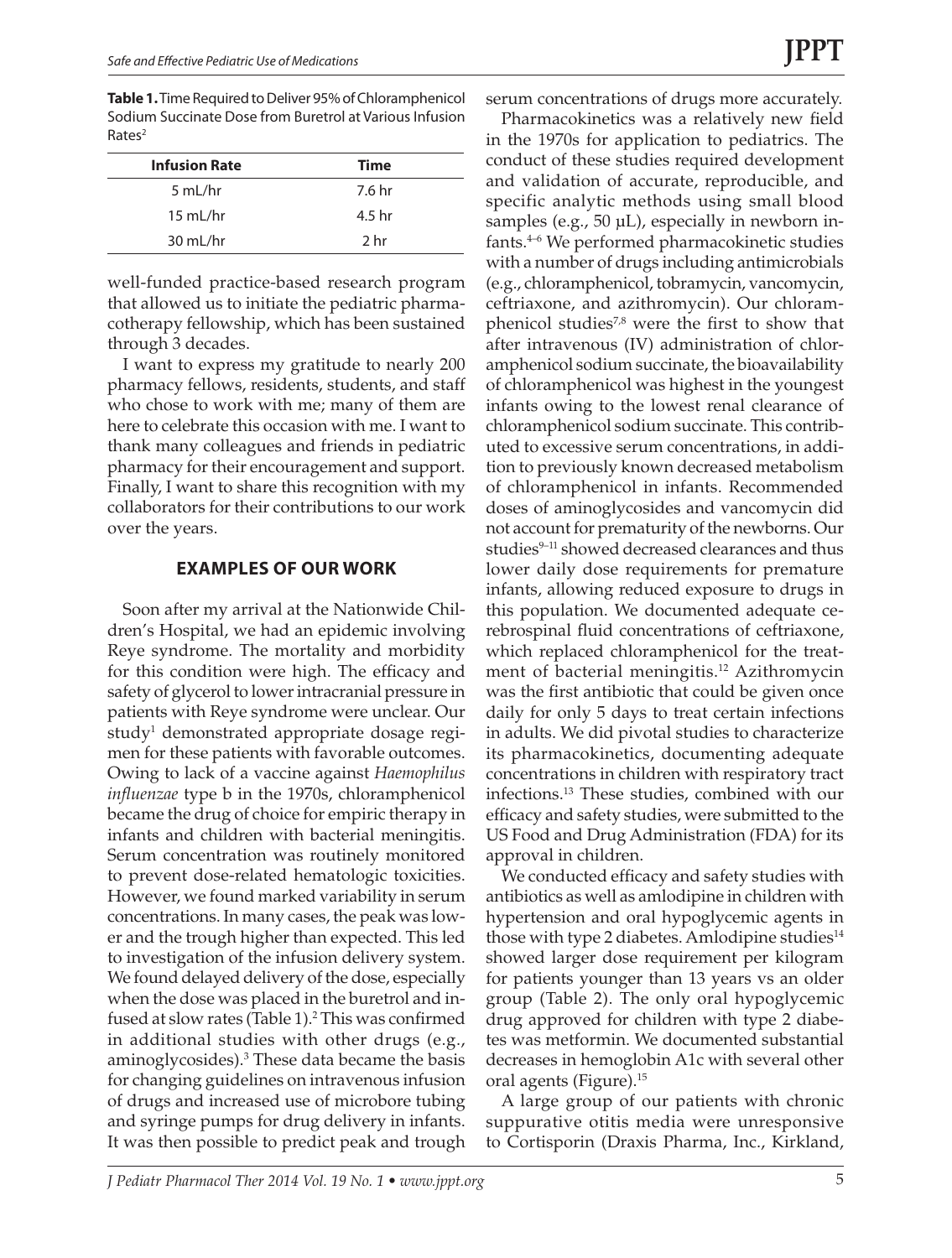**Table 1.** Time Required to Deliver 95% of Chloramphenicol Sodium Succinate Dose from Buretrol at Various Infusion Rates[2]

| Infusion Rate | Time |
|---|---|
| 5 mL/hr | 7.6 hr |
| 15 mL/hr | 4.5 hr |
| 30 mL/hr | 2 hr |

well-funded practice-based research program that allowed us to initiate the pediatric pharmacotherapy fellowship, which has been sustained through 3 decades.

I want to express my gratitude to nearly 200 pharmacy fellows, residents, students, and staff who chose to work with me; many of them are here to celebrate this occasion with me. I want to thank many colleagues and friends in pediatric pharmacy for their encouragement and support. Finally, I want to share this recognition with my collaborators for their contributions to our work over the years.

## EXAMPLES OF OUR WORK

Soon after my arrival at the Nationwide Children's Hospital, we had an epidemic involving Reye syndrome. The mortality and morbidity for this condition were high. The efficacy and safety of glycerol to lower intracranial pressure in patients with Reye syndrome were unclear. Our study[1] demonstrated appropriate dosage regimen for these patients with favorable outcomes. Owing to lack of a vaccine against *Haemophilus influenzae* type b in the 1970s, chloramphenicol became the drug of choice for empiric therapy in infants and children with bacterial meningitis. Serum concentration was routinely monitored to prevent dose-related hematologic toxicities. However, we found marked variability in serum concentrations. In many cases, the peak was lower and the trough higher than expected. This led to investigation of the infusion delivery system. We found delayed delivery of the dose, especially when the dose was placed in the buretrol and infused at slow rates (Table 1).[2] This was confirmed in additional studies with other drugs (e.g., aminoglycosides).[3] These data became the basis for changing guidelines on intravenous infusion of drugs and increased use of microbore tubing and syringe pumps for drug delivery in infants. It was then possible to predict peak and trough serum concentrations of drugs more accurately.

Pharmacokinetics was a relatively new field in the 1970s for application to pediatrics. The conduct of these studies required development and validation of accurate, reproducible, and specific analytic methods using small blood samples (e.g., 50 µL), especially in newborn infants.[4–6] We performed pharmacokinetic studies with a number of drugs including antimicrobials (e.g., chloramphenicol, tobramycin, vancomycin, ceftriaxone, and azithromycin). Our chloramphenicol studies[7,8] were the first to show that after intravenous (IV) administration of chloramphenicol sodium succinate, the bioavailability of chloramphenicol was highest in the youngest infants owing to the lowest renal clearance of chloramphenicol sodium succinate. This contributed to excessive serum concentrations, in addition to previously known decreased metabolism of chloramphenicol in infants. Recommended doses of aminoglycosides and vancomycin did not account for prematurity of the newborns. Our studies[9–11] showed decreased clearances and thus lower daily dose requirements for premature infants, allowing reduced exposure to drugs in this population. We documented adequate cerebrospinal fluid concentrations of ceftriaxone, which replaced chloramphenicol for the treatment of bacterial meningitis.[12] Azithromycin was the first antibiotic that could be given once daily for only 5 days to treat certain infections in adults. We did pivotal studies to characterize its pharmacokinetics, documenting adequate concentrations in children with respiratory tract infections.[13] These studies, combined with our efficacy and safety studies, were submitted to the US Food and Drug Administration (FDA) for its approval in children.

We conducted efficacy and safety studies with antibiotics as well as amlodipine in children with hypertension and oral hypoglycemic agents in those with type 2 diabetes. Amlodipine studies[14] showed larger dose requirement per kilogram for patients younger than 13 years vs an older group (Table 2). The only oral hypoglycemic drug approved for children with type 2 diabetes was metformin. We documented substantial decreases in hemoglobin A1c with several other oral agents (Figure).[15]

A large group of our patients with chronic suppurative otitis media were unresponsive to Cortisporin (Draxis Pharma, Inc., Kirkland,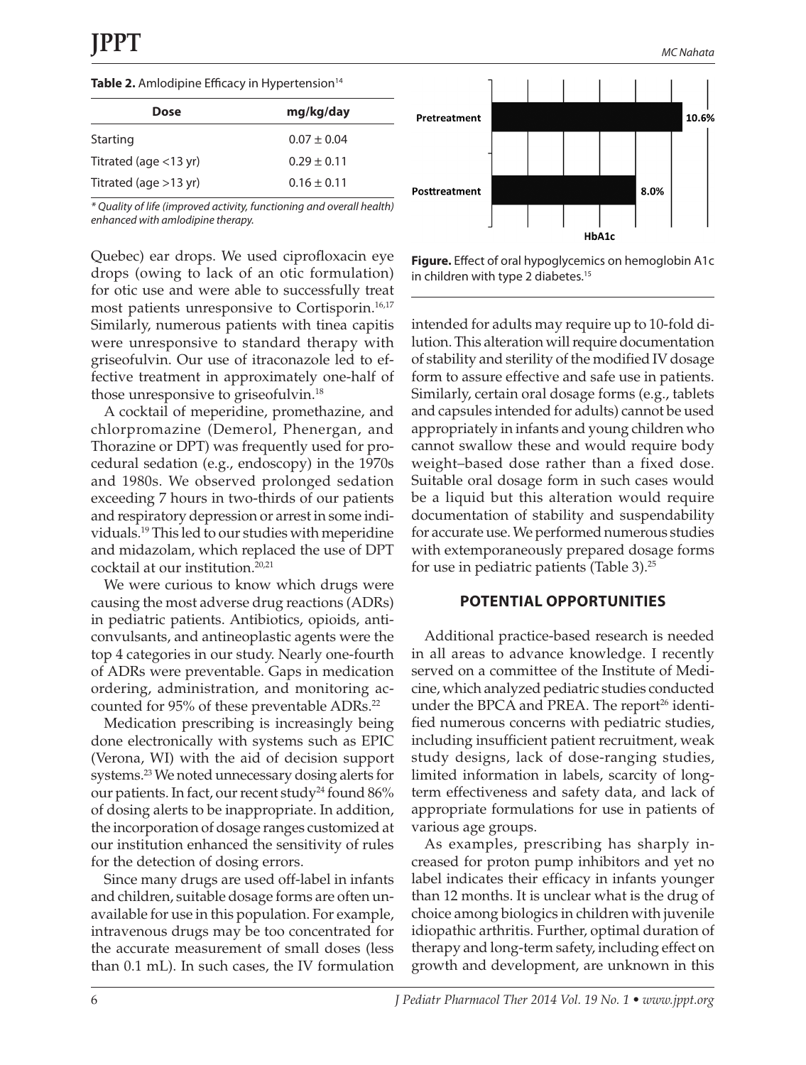**Table 2.** Amlodipine Efficacy in Hypertension[14]

| Dose | mg/kg/day |
|---|---|
| Starting | 0.07 ± 0.04 |
| Titrated (age <13 yr) | 0.29 ± 0.11 |
| Titrated (age >13 yr) | 0.16 ± 0.11 |

*\* Quality of life (improved activity, functioning and overall health) enhanced with amlodipine therapy.*

Quebec) ear drops. We used ciprofloxacin eye drops (owing to lack of an otic formulation) for otic use and were able to successfully treat most patients unresponsive to Cortisporin.[16,17] Similarly, numerous patients with tinea capitis were unresponsive to standard therapy with griseofulvin. Our use of itraconazole led to effective treatment in approximately one-half of those unresponsive to griseofulvin.[18]

A cocktail of meperidine, promethazine, and chlorpromazine (Demerol, Phenergan, and Thorazine or DPT) was frequently used for procedural sedation (e.g., endoscopy) in the 1970s and 1980s. We observed prolonged sedation exceeding 7 hours in two-thirds of our patients and respiratory depression or arrest in some individuals.[19] This led to our studies with meperidine and midazolam, which replaced the use of DPT cocktail at our institution.[20,21]

We were curious to know which drugs were causing the most adverse drug reactions (ADRs) in pediatric patients. Antibiotics, opioids, anticonvulsants, and antineoplastic agents were the top 4 categories in our study. Nearly one-fourth of ADRs were preventable. Gaps in medication ordering, administration, and monitoring accounted for 95% of these preventable ADRs.[22]

Medication prescribing is increasingly being done electronically with systems such as EPIC (Verona, WI) with the aid of decision support systems.[23] We noted unnecessary dosing alerts for our patients. In fact, our recent study[24] found 86% of dosing alerts to be inappropriate. In addition, the incorporation of dosage ranges customized at our institution enhanced the sensitivity of rules for the detection of dosing errors.

Since many drugs are used off-label in infants and children, suitable dosage forms are often unavailable for use in this population. For example, intravenous drugs may be too concentrated for the accurate measurement of small doses (less than 0.1 mL). In such cases, the IV formulation intended for adults may require up to 10-fold dilution. This alteration will require documentation of stability and sterility of the modified IV dosage form to assure effective and safe use in patients. Similarly, certain oral dosage forms (e.g., tablets and capsules intended for adults) cannot be used appropriately in infants and young children who cannot swallow these and would require body weight–based dose rather than a fixed dose. Suitable oral dosage form in such cases would be a liquid but this alteration would require documentation of stability and suspendability for accurate use. We performed numerous studies with extemporaneously prepared dosage forms for use in pediatric patients (Table 3).[25]

| | HbA1c |
|---|---|
| Pretreatment | 10.6% |
| Posttreatment | 8.0% |

**Figure.** Effect of oral hypoglycemics on hemoglobin A1c in children with type 2 diabetes.[15]

## POTENTIAL OPPORTUNITIES

Additional practice-based research is needed in all areas to advance knowledge. I recently served on a committee of the Institute of Medicine, which analyzed pediatric studies conducted under the BPCA and PREA. The report[26] identified numerous concerns with pediatric studies, including insufficient patient recruitment, weak study designs, lack of dose-ranging studies, limited information in labels, scarcity of long-term effectiveness and safety data, and lack of appropriate formulations for use in patients of various age groups.

As examples, prescribing has sharply increased for proton pump inhibitors and yet no label indicates their efficacy in infants younger than 12 months. It is unclear what is the drug of choice among biologics in children with juvenile idiopathic arthritis. Further, optimal duration of therapy and long-term safety, including effect on growth and development, are unknown in this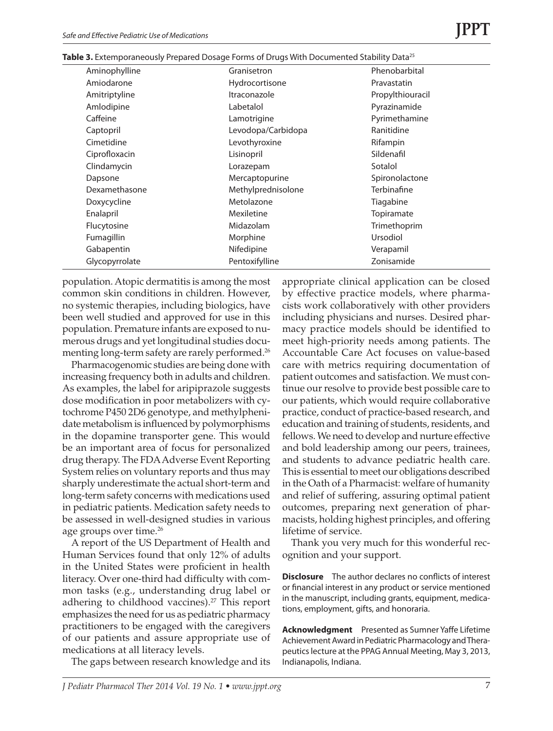**Table 3.** Extemporaneously Prepared Dosage Forms of Drugs With Documented Stability Data[25]

| | | |
|---|---|---|
| Aminophylline | Granisetron | Phenobarbital |
| Amiodarone | Hydrocortisone | Pravastatin |
| Amitriptyline | Itraconazole | Propylthiouracil |
| Amlodipine | Labetalol | Pyrazinamide |
| Caffeine | Lamotrigine | Pyrimethamine |
| Captopril | Levodopa/Carbidopa | Ranitidine |
| Cimetidine | Levothyroxine | Rifampin |
| Ciprofloxacin | Lisinopril | Sildenafil |
| Clindamycin | Lorazepam | Sotalol |
| Dapsone | Mercaptopurine | Spironolactone |
| Dexamethasone | Methylprednisolone | Terbinafine |
| Doxycycline | Metolazone | Tiagabine |
| Enalapril | Mexiletine | Topiramate |
| Flucytosine | Midazolam | Trimethoprim |
| Fumagillin | Morphine | Ursodiol |
| Gabapentin | Nifedipine | Verapamil |
| Glycopyrrolate | Pentoxifylline | Zonisamide |

population. Atopic dermatitis is among the most common skin conditions in children. However, no systemic therapies, including biologics, have been well studied and approved for use in this population. Premature infants are exposed to numerous drugs and yet longitudinal studies documenting long-term safety are rarely performed.[26]

Pharmacogenomic studies are being done with increasing frequency both in adults and children. As examples, the label for aripiprazole suggests dose modification in poor metabolizers with cytochrome P450 2D6 genotype, and methylphenidate metabolism is influenced by polymorphisms in the dopamine transporter gene. This would be an important area of focus for personalized drug therapy. The FDA Adverse Event Reporting System relies on voluntary reports and thus may sharply underestimate the actual short-term and long-term safety concerns with medications used in pediatric patients. Medication safety needs to be assessed in well-designed studies in various age groups over time.[26]

A report of the US Department of Health and Human Services found that only 12% of adults in the United States were proficient in health literacy. Over one-third had difficulty with common tasks (e.g., understanding drug label or adhering to childhood vaccines).[27] This report emphasizes the need for us as pediatric pharmacy practitioners to be engaged with the caregivers of our patients and assure appropriate use of medications at all literacy levels.

The gaps between research knowledge and its appropriate clinical application can be closed by effective practice models, where pharmacists work collaboratively with other providers including physicians and nurses. Desired pharmacy practice models should be identified to meet high-priority needs among patients. The Accountable Care Act focuses on value-based care with metrics requiring documentation of patient outcomes and satisfaction. We must continue our resolve to provide best possible care to our patients, which would require collaborative practice, conduct of practice-based research, and education and training of students, residents, and fellows. We need to develop and nurture effective and bold leadership among our peers, trainees, and students to advance pediatric health care. This is essential to meet our obligations described in the Oath of a Pharmacist: welfare of humanity and relief of suffering, assuring optimal patient outcomes, preparing next generation of pharmacists, holding highest principles, and offering lifetime of service.

Thank you very much for this wonderful recognition and your support.

**Disclosure** The author declares no conflicts of interest or financial interest in any product or service mentioned in the manuscript, including grants, equipment, medications, employment, gifts, and honoraria.

**Acknowledgment** Presented as Sumner Yaffe Lifetime Achievement Award in Pediatric Pharmacology and Therapeutics lecture at the PPAG Annual Meeting, May 3, 2013, Indianapolis, Indiana.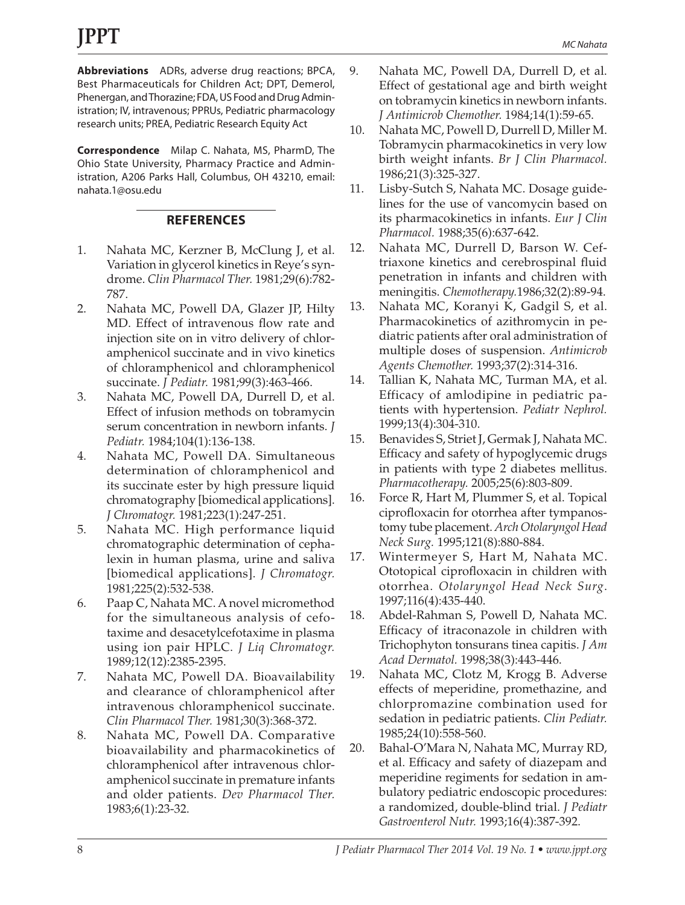**Abbreviations** ADRs, adverse drug reactions; BPCA, Best Pharmaceuticals for Children Act; DPT, Demerol, Phenergan, and Thorazine; FDA, US Food and Drug Administration; IV, intravenous; PPRUs, Pediatric pharmacology research units; PREA, Pediatric Research Equity Act

**Correspondence** Milap C. Nahata, MS, PharmD, The Ohio State University, Pharmacy Practice and Administration, A206 Parks Hall, Columbus, OH 43210, email: nahata.1@osu.edu

## REFERENCES

1. Nahata MC, Kerzner B, McClung J, et al. Variation in glycerol kinetics in Reye's syndrome. *Clin Pharmacol Ther.* 1981;29(6):782-787.
2. Nahata MC, Powell DA, Glazer JP, Hilty MD. Effect of intravenous flow rate and injection site on in vitro delivery of chloramphenicol succinate and in vivo kinetics of chloramphenicol and chloramphenicol succinate. *J Pediatr.* 1981;99(3):463-466.
3. Nahata MC, Powell DA, Durrell D, et al. Effect of infusion methods on tobramycin serum concentration in newborn infants. *J Pediatr.* 1984;104(1):136-138.
4. Nahata MC, Powell DA. Simultaneous determination of chloramphenicol and its succinate ester by high pressure liquid chromatography [biomedical applications]. *J Chromatogr.* 1981;223(1):247-251.
5. Nahata MC. High performance liquid chromatographic determination of cephalexin in human plasma, urine and saliva [biomedical applications]. *J Chromatogr.* 1981;225(2):532-538.
6. Paap C, Nahata MC. A novel micromethod for the simultaneous analysis of cefotaxime and desacetylcefotaxime in plasma using ion pair HPLC. *J Liq Chromatogr.* 1989;12(12):2385-2395.
7. Nahata MC, Powell DA. Bioavailability and clearance of chloramphenicol after intravenous chloramphenicol succinate. *Clin Pharmacol Ther.* 1981;30(3):368-372.
8. Nahata MC, Powell DA. Comparative bioavailability and pharmacokinetics of chloramphenicol after intravenous chloramphenicol succinate in premature infants and older patients. *Dev Pharmacol Ther.* 1983;6(1):23-32.
9. Nahata MC, Powell DA, Durrell D, et al. Effect of gestational age and birth weight on tobramycin kinetics in newborn infants. *J Antimicrob Chemother.* 1984;14(1):59-65.
10. Nahata MC, Powell D, Durrell D, Miller M. Tobramycin pharmacokinetics in very low birth weight infants. *Br J Clin Pharmacol.* 1986;21(3):325-327.
11. Lisby-Sutch S, Nahata MC. Dosage guidelines for the use of vancomycin based on its pharmacokinetics in infants. *Eur J Clin Pharmacol.* 1988;35(6):637-642.
12. Nahata MC, Durrell D, Barson W. Ceftriaxone kinetics and cerebrospinal fluid penetration in infants and children with meningitis. *Chemotherapy.*1986;32(2):89-94.
13. Nahata MC, Koranyi K, Gadgil S, et al. Pharmacokinetics of azithromycin in pediatric patients after oral administration of multiple doses of suspension. *Antimicrob Agents Chemother.* 1993;37(2):314-316.
14. Tallian K, Nahata MC, Turman MA, et al. Efficacy of amlodipine in pediatric patients with hypertension. *Pediatr Nephrol.* 1999;13(4):304-310.
15. Benavides S, Striet J, Germak J, Nahata MC. Efficacy and safety of hypoglycemic drugs in patients with type 2 diabetes mellitus. *Pharmacotherapy.* 2005;25(6):803-809.
16. Force R, Hart M, Plummer S, et al. Topical ciprofloxacin for otorrhea after tympanostomy tube placement. *Arch Otolaryngol Head Neck Surg.* 1995;121(8):880-884.
17. Wintermeyer S, Hart M, Nahata MC. Ototopical ciprofloxacin in children with otorrhea. *Otolaryngol Head Neck Surg.* 1997;116(4):435-440.
18. Abdel-Rahman S, Powell D, Nahata MC. Efficacy of itraconazole in children with Trichophyton tonsurans tinea capitis. *J Am Acad Dermatol.* 1998;38(3):443-446.
19. Nahata MC, Clotz M, Krogg B. Adverse effects of meperidine, promethazine, and chlorpromazine combination used for sedation in pediatric patients. *Clin Pediatr.* 1985;24(10):558-560.
20. Bahal-O'Mara N, Nahata MC, Murray RD, et al. Efficacy and safety of diazepam and meperidine regiments for sedation in ambulatory pediatric endoscopic procedures: a randomized, double-blind trial. *J Pediatr Gastroenterol Nutr.* 1993;16(4):387-392.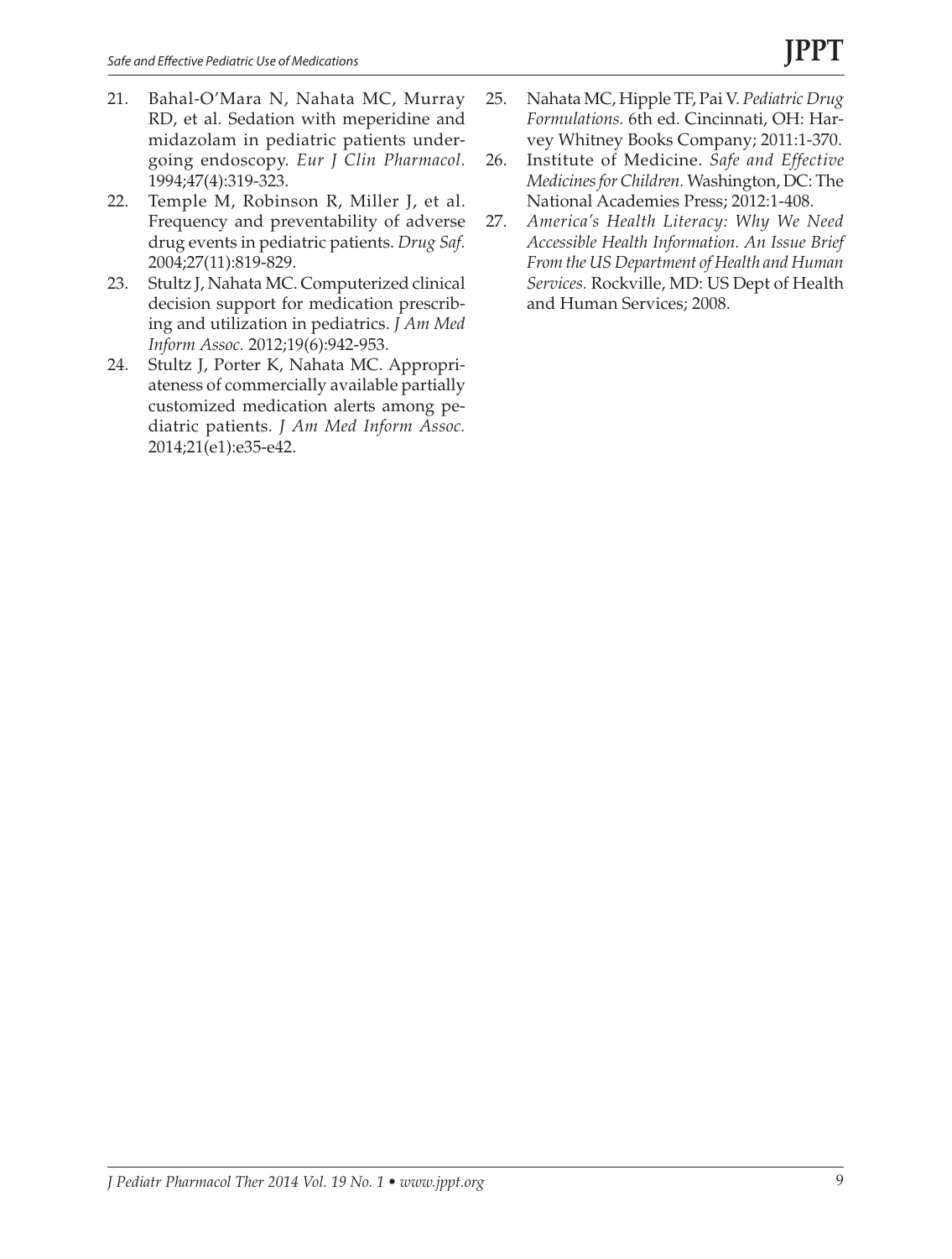21. Bahal-O'Mara N, Nahata MC, Murray RD, et al. Sedation with meperidine and midazolam in pediatric patients undergoing endoscopy. *Eur J Clin Pharmacol.* 1994;47(4):319-323.
22. Temple M, Robinson R, Miller J, et al. Frequency and preventability of adverse drug events in pediatric patients. *Drug Saf.* 2004;27(11):819-829.
23. Stultz J, Nahata MC. Computerized clinical decision support for medication prescribing and utilization in pediatrics. *J Am Med Inform Assoc.* 2012;19(6):942-953.
24. Stultz J, Porter K, Nahata MC. Appropriateness of commercially available partially customized medication alerts among pediatric patients. *J Am Med Inform Assoc.* 2014;21(e1):e35-e42.
25. Nahata MC, Hipple TF, Pai V. *Pediatric Drug Formulations.* 6th ed. Cincinnati, OH: Harvey Whitney Books Company; 2011:1-370.
26. Institute of Medicine. *Safe and Effective Medicines for Children.* Washington, DC: The National Academies Press; 2012:1-408.
27. *America's Health Literacy: Why We Need Accessible Health Information. An Issue Brief From the US Department of Health and Human Services.* Rockville, MD: US Dept of Health and Human Services; 2008.